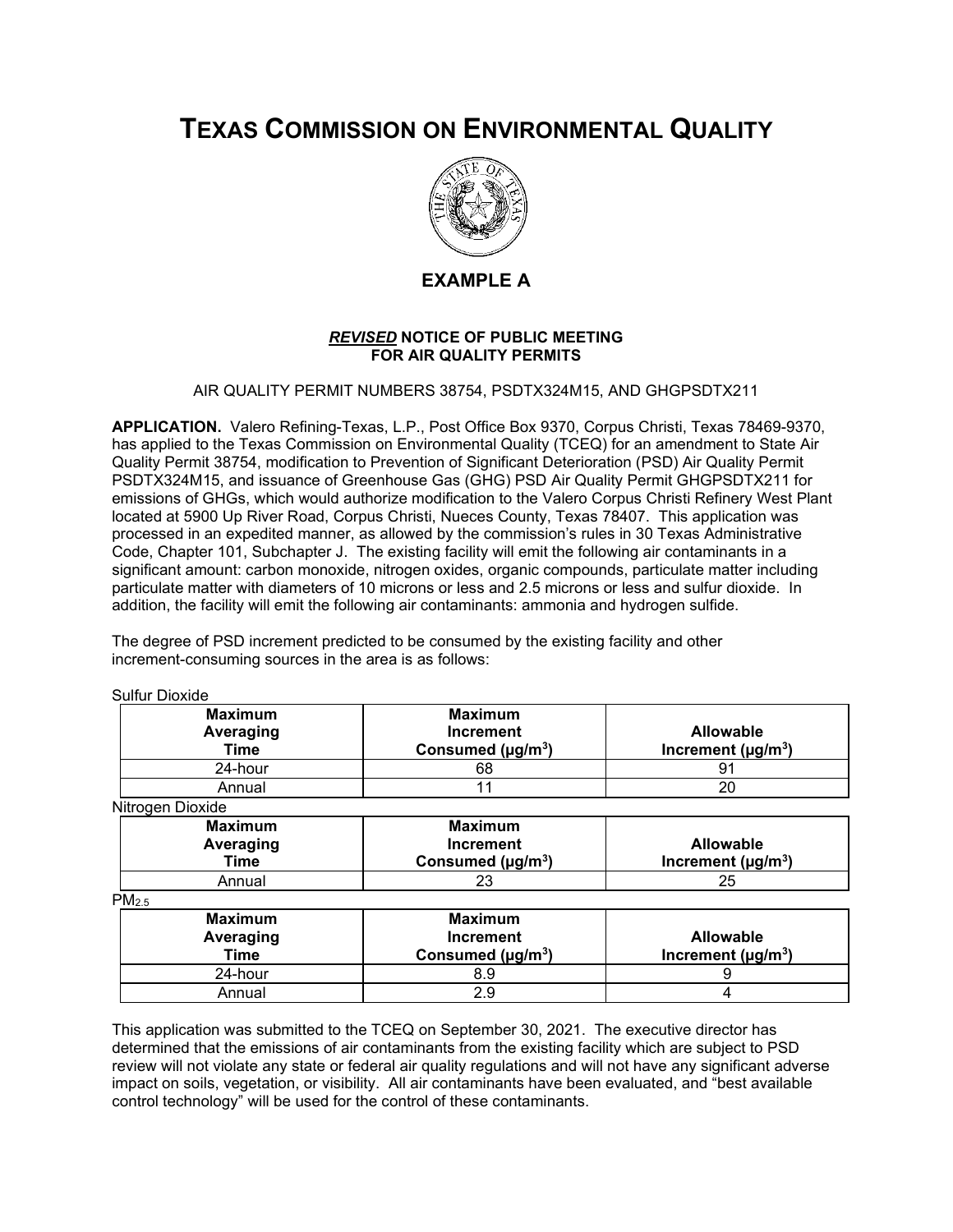# TEXAS COMMISSION ON ENVIRONMENTAL QUALITY

## EXAMPLE A

### ***REVISED*** NOTICE OF PUBLIC MEETING FOR AIR QUALITY PERMITS

AIR QUALITY PERMIT NUMBERS 38754, PSDTX324M15, AND GHGPSDTX211

**APPLICATION.** Valero Refining-Texas, L.P., Post Office Box 9370, Corpus Christi, Texas 78469-9370, has applied to the Texas Commission on Environmental Quality (TCEQ) for an amendment to State Air Quality Permit 38754, modification to Prevention of Significant Deterioration (PSD) Air Quality Permit PSDTX324M15, and issuance of Greenhouse Gas (GHG) PSD Air Quality Permit GHGPSDTX211 for emissions of GHGs, which would authorize modification to the Valero Corpus Christi Refinery West Plant located at 5900 Up River Road, Corpus Christi, Nueces County, Texas 78407. This application was processed in an expedited manner, as allowed by the commission's rules in 30 Texas Administrative Code, Chapter 101, Subchapter J. The existing facility will emit the following air contaminants in a significant amount: carbon monoxide, nitrogen oxides, organic compounds, particulate matter including particulate matter with diameters of 10 microns or less and 2.5 microns or less and sulfur dioxide. In addition, the facility will emit the following air contaminants: ammonia and hydrogen sulfide.

The degree of PSD increment predicted to be consumed by the existing facility and other increment-consuming sources in the area is as follows:

Sulfur Dioxide

| Maximum Averaging Time | Maximum Increment Consumed (µg/m$^3$) | Allowable Increment (µg/m$^3$) |
|---|---|---|
| 24-hour | 68 | 91 |
| Annual | 11 | 20 |

Nitrogen Dioxide

| Maximum Averaging Time | Maximum Increment Consumed (µg/m$^3$) | Allowable Increment (µg/m$^3$) |
|---|---|---|
| Annual | 23 | 25 |

$PM_{2.5}$

| Maximum Averaging Time | Maximum Increment Consumed (µg/m$^3$) | Allowable Increment (µg/m$^3$) |
|---|---|---|
| 24-hour | 8.9 | 9 |
| Annual | 2.9 | 4 |

This application was submitted to the TCEQ on September 30, 2021. The executive director has determined that the emissions of air contaminants from the existing facility which are subject to PSD review will not violate any state or federal air quality regulations and will not have any significant adverse impact on soils, vegetation, or visibility. All air contaminants have been evaluated, and "best available control technology" will be used for the control of these contaminants.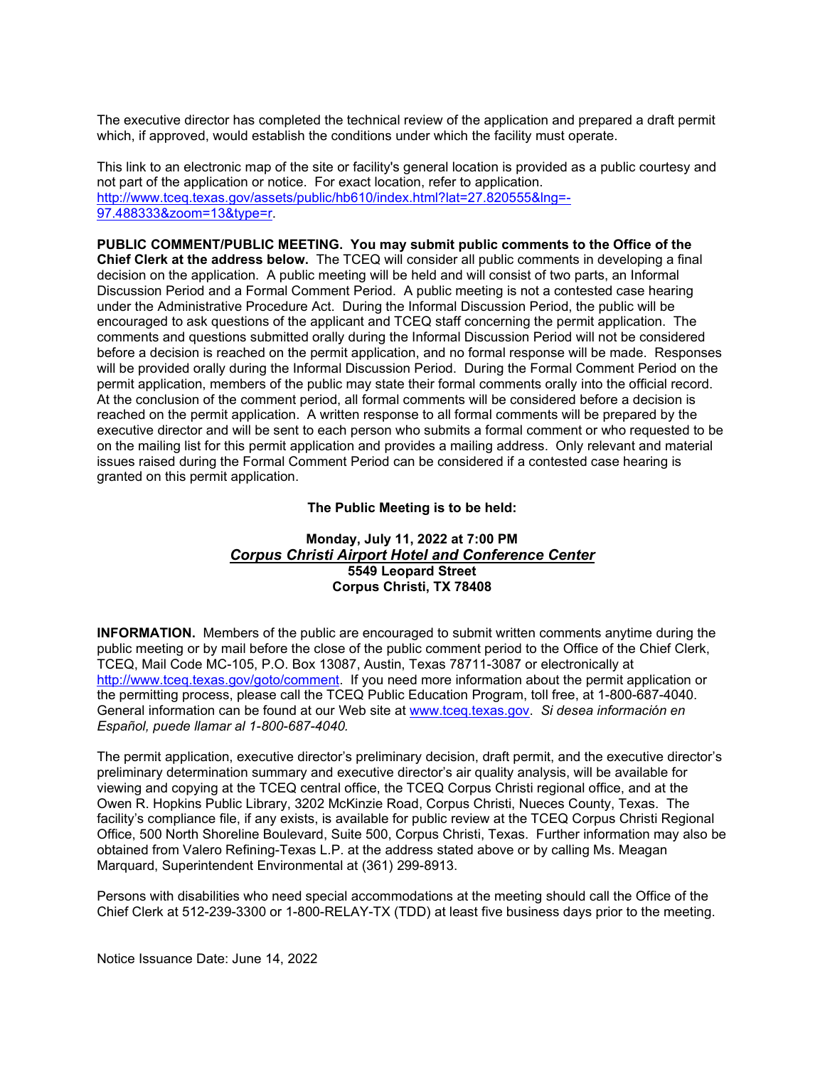The executive director has completed the technical review of the application and prepared a draft permit which, if approved, would establish the conditions under which the facility must operate.

This link to an electronic map of the site or facility's general location is provided as a public courtesy and not part of the application or notice. For exact location, refer to application. [http://www.tceq.texas.gov/assets/public/hb610/index.html?lat=27.820555&lng=-97.488333&zoom=13&type=r](http://www.tceq.texas.gov/assets/public/hb610/index.html?lat=27.820555&lng=-97.488333&zoom=13&type=r).

**PUBLIC COMMENT/PUBLIC MEETING. You may submit public comments to the Office of the Chief Clerk at the address below.** The TCEQ will consider all public comments in developing a final decision on the application. A public meeting will be held and will consist of two parts, an Informal Discussion Period and a Formal Comment Period. A public meeting is not a contested case hearing under the Administrative Procedure Act. During the Informal Discussion Period, the public will be encouraged to ask questions of the applicant and TCEQ staff concerning the permit application. The comments and questions submitted orally during the Informal Discussion Period will not be considered before a decision is reached on the permit application, and no formal response will be made. Responses will be provided orally during the Informal Discussion Period. During the Formal Comment Period on the permit application, members of the public may state their formal comments orally into the official record. At the conclusion of the comment period, all formal comments will be considered before a decision is reached on the permit application. A written response to all formal comments will be prepared by the executive director and will be sent to each person who submits a formal comment or who requested to be on the mailing list for this permit application and provides a mailing address. Only relevant and material issues raised during the Formal Comment Period can be considered if a contested case hearing is granted on this permit application.

**The Public Meeting is to be held:**

**Monday, July 11, 2022 at 7:00 PM**
***Corpus Christi Airport Hotel and Conference Center***
**5549 Leopard Street**
**Corpus Christi, TX 78408**

**INFORMATION.** Members of the public are encouraged to submit written comments anytime during the public meeting or by mail before the close of the public comment period to the Office of the Chief Clerk, TCEQ, Mail Code MC-105, P.O. Box 13087, Austin, Texas 78711-3087 or electronically at [http://www.tceq.texas.gov/goto/comment](http://www.tceq.texas.gov/goto/comment). If you need more information about the permit application or the permitting process, please call the TCEQ Public Education Program, toll free, at 1-800-687-4040. General information can be found at our Web site at [www.tceq.texas.gov](http://www.tceq.texas.gov). *Si desea información en Español, puede llamar al 1-800-687-4040.*

The permit application, executive director's preliminary decision, draft permit, and the executive director's preliminary determination summary and executive director's air quality analysis, will be available for viewing and copying at the TCEQ central office, the TCEQ Corpus Christi regional office, and at the Owen R. Hopkins Public Library, 3202 McKinzie Road, Corpus Christi, Nueces County, Texas. The facility's compliance file, if any exists, is available for public review at the TCEQ Corpus Christi Regional Office, 500 North Shoreline Boulevard, Suite 500, Corpus Christi, Texas. Further information may also be obtained from Valero Refining-Texas L.P. at the address stated above or by calling Ms. Meagan Marquard, Superintendent Environmental at (361) 299-8913.

Persons with disabilities who need special accommodations at the meeting should call the Office of the Chief Clerk at 512-239-3300 or 1-800-RELAY-TX (TDD) at least five business days prior to the meeting.

Notice Issuance Date: June 14, 2022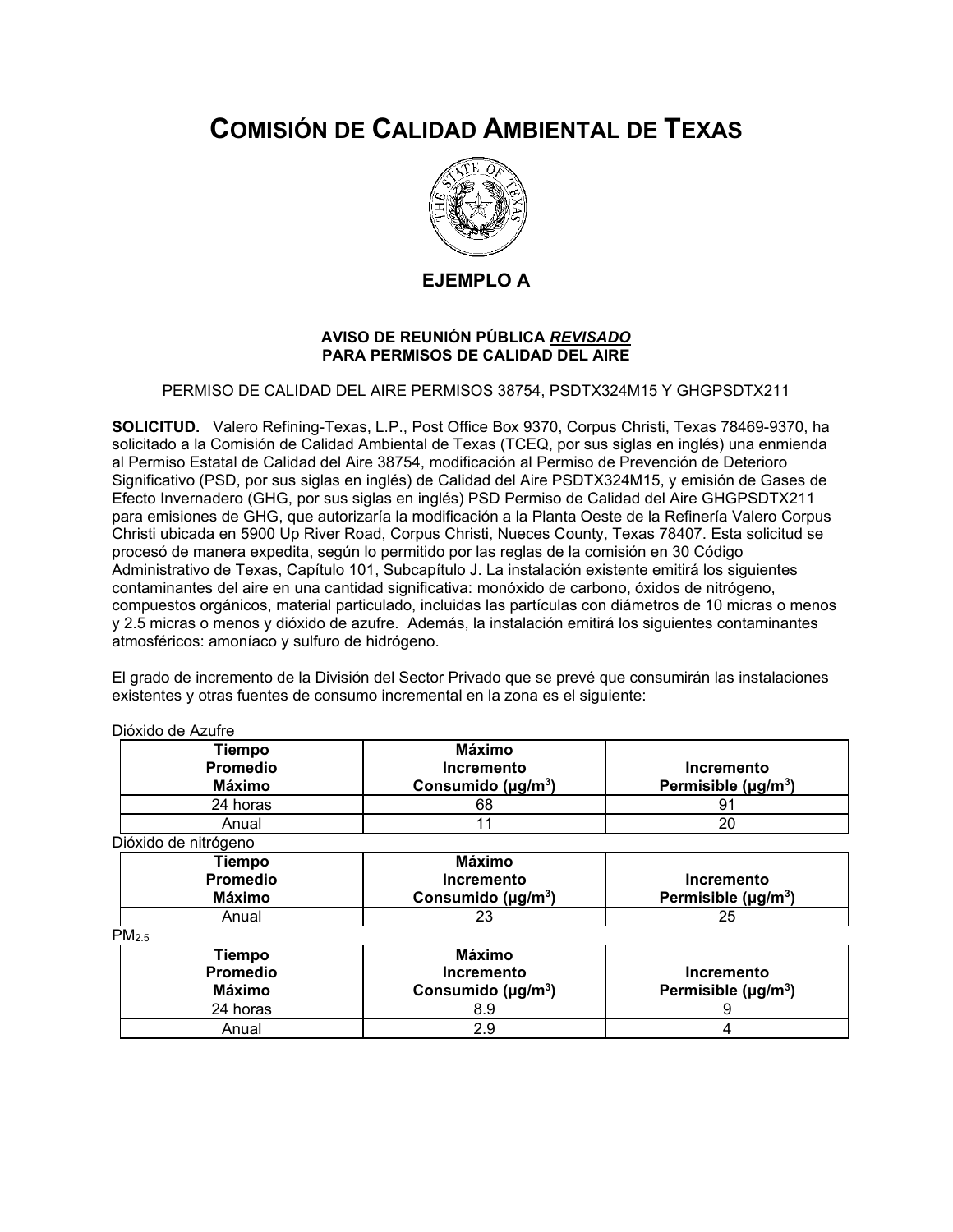# Comisión de Calidad Ambiental de Texas

## EJEMPLO A

### AVISO DE REUNIÓN PÚBLICA *REVISADO*
### PARA PERMISOS DE CALIDAD DEL AIRE

PERMISO DE CALIDAD DEL AIRE PERMISOS 38754, PSDTX324M15 Y GHGPSDTX211

**SOLICITUD.** Valero Refining-Texas, L.P., Post Office Box 9370, Corpus Christi, Texas 78469-9370, ha solicitado a la Comisión de Calidad Ambiental de Texas (TCEQ, por sus siglas en inglés) una enmienda al Permiso Estatal de Calidad del Aire 38754, modificación al Permiso de Prevención de Deterioro Significativo (PSD, por sus siglas en inglés) de Calidad del Aire PSDTX324M15, y emisión de Gases de Efecto Invernadero (GHG, por sus siglas en inglés) PSD Permiso de Calidad del Aire GHGPSDTX211 para emisiones de GHG, que autorizaría la modificación a la Planta Oeste de la Refinería Valero Corpus Christi ubicada en 5900 Up River Road, Corpus Christi, Nueces County, Texas 78407. Esta solicitud se procesó de manera expedita, según lo permitido por las reglas de la comisión en 30 Código Administrativo de Texas, Capítulo 101, Subcapítulo J. La instalación existente emitirá los siguientes contaminantes del aire en una cantidad significativa: monóxido de carbono, óxidos de nitrógeno, compuestos orgánicos, material particulado, incluidas las partículas con diámetros de 10 micras o menos y 2.5 micras o menos y dióxido de azufre. Además, la instalación emitirá los siguientes contaminantes atmosféricos: amoníaco y sulfuro de hidrógeno.

El grado de incremento de la División del Sector Privado que se prevé que consumirán las instalaciones existentes y otras fuentes de consumo incremental en la zona es el siguiente:

Dióxido de Azufre

| Tiempo Promedio Máximo | Máximo Incremento Consumido ($\mu g/m^3$) | Incremento Permisible ($\mu g/m^3$) |
|---|---|---|
| 24 horas | 68 | 91 |
| Anual | 11 | 20 |

Dióxido de nitrógeno

| Tiempo Promedio Máximo | Máximo Incremento Consumido ($\mu g/m^3$) | Incremento Permisible ($\mu g/m^3$) |
|---|---|---|
| Anual | 23 | 25 |

$PM_{2.5}$

| Tiempo Promedio Máximo | Máximo Incremento Consumido ($\mu g/m^3$) | Incremento Permisible ($\mu g/m^3$) |
|---|---|---|
| 24 horas | 8.9 | 9 |
| Anual | 2.9 | 4 |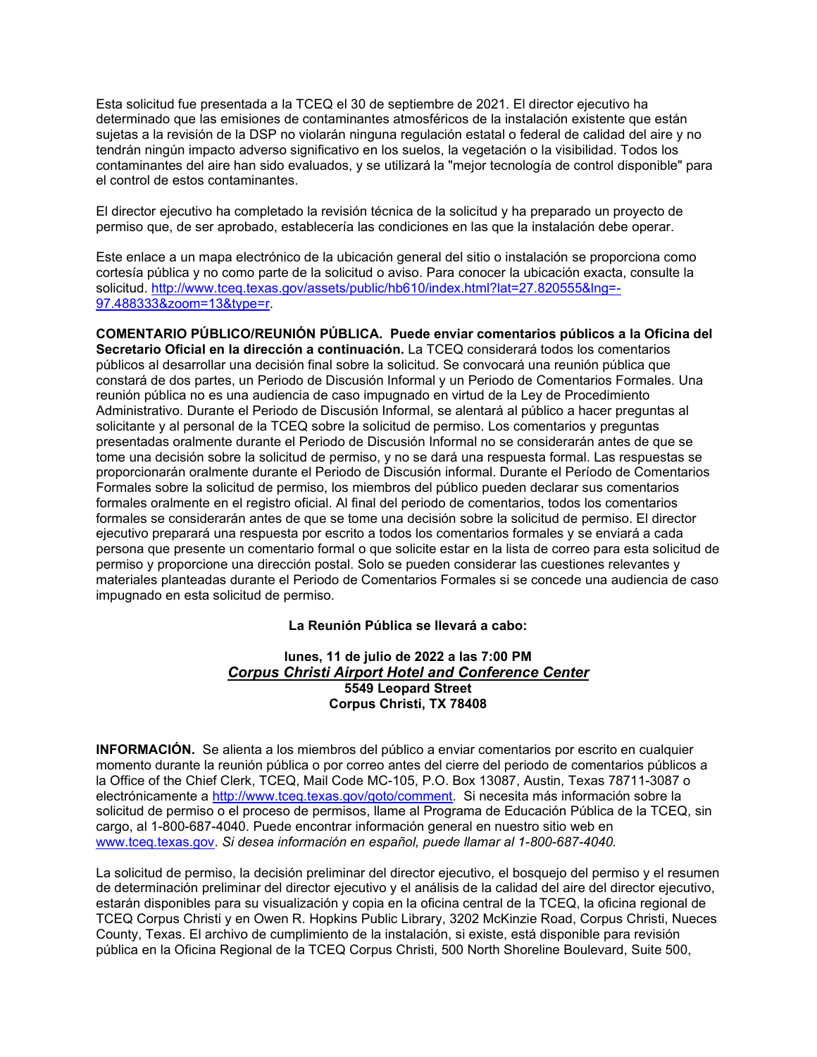Esta solicitud fue presentada a la TCEQ el 30 de septiembre de 2021. El director ejecutivo ha determinado que las emisiones de contaminantes atmosféricos de la instalación existente que están sujetas a la revisión de la DSP no violarán ninguna regulación estatal o federal de calidad del aire y no tendrán ningún impacto adverso significativo en los suelos, la vegetación o la visibilidad. Todos los contaminantes del aire han sido evaluados, y se utilizará la "mejor tecnología de control disponible" para el control de estos contaminantes.

El director ejecutivo ha completado la revisión técnica de la solicitud y ha preparado un proyecto de permiso que, de ser aprobado, establecería las condiciones en las que la instalación debe operar.

Este enlace a un mapa electrónico de la ubicación general del sitio o instalación se proporciona como cortesía pública y no como parte de la solicitud o aviso. Para conocer la ubicación exacta, consulte la solicitud. [http://www.tceq.texas.gov/assets/public/hb610/index.html?lat=27.820555&lng=-97.488333&zoom=13&type=r](http://www.tceq.texas.gov/assets/public/hb610/index.html?lat=27.820555&lng=-97.488333&zoom=13&type=r).

**COMENTARIO PÚBLICO/REUNIÓN PÚBLICA. Puede enviar comentarios públicos a la Oficina del Secretario Oficial en la dirección a continuación.** La TCEQ considerará todos los comentarios públicos al desarrollar una decisión final sobre la solicitud. Se convocará una reunión pública que constará de dos partes, un Periodo de Discusión Informal y un Periodo de Comentarios Formales. Una reunión pública no es una audiencia de caso impugnado en virtud de la Ley de Procedimiento Administrativo. Durante el Periodo de Discusión Informal, se alentará al público a hacer preguntas al solicitante y al personal de la TCEQ sobre la solicitud de permiso. Los comentarios y preguntas presentadas oralmente durante el Periodo de Discusión Informal no se considerarán antes de que se tome una decisión sobre la solicitud de permiso, y no se dará una respuesta formal. Las respuestas se proporcionarán oralmente durante el Periodo de Discusión informal. Durante el Período de Comentarios Formales sobre la solicitud de permiso, los miembros del público pueden declarar sus comentarios formales oralmente en el registro oficial. Al final del periodo de comentarios, todos los comentarios formales se considerarán antes de que se tome una decisión sobre la solicitud de permiso. El director ejecutivo preparará una respuesta por escrito a todos los comentarios formales y se enviará a cada persona que presente un comentario formal o que solicite estar en la lista de correo para esta solicitud de permiso y proporcione una dirección postal. Solo se pueden considerar las cuestiones relevantes y materiales planteadas durante el Periodo de Comentarios Formales si se concede una audiencia de caso impugnado en esta solicitud de permiso.

**La Reunión Pública se llevará a cabo:**

**lunes, 11 de julio de 2022 a las 7:00 PM**
***Corpus Christi Airport Hotel and Conference Center***
**5549 Leopard Street**
**Corpus Christi, TX 78408**

**INFORMACIÓN.** Se alienta a los miembros del público a enviar comentarios por escrito en cualquier momento durante la reunión pública o por correo antes del cierre del periodo de comentarios públicos a la Office of the Chief Clerk, TCEQ, Mail Code MC-105, P.O. Box 13087, Austin, Texas 78711-3087 o electrónicamente a [http://www.tceq.texas.gov/goto/comment](http://www.tceq.texas.gov/goto/comment). Si necesita más información sobre la solicitud de permiso o el proceso de permisos, llame al Programa de Educación Pública de la TCEQ, sin cargo, al 1-800-687-4040. Puede encontrar información general en nuestro sitio web en [www.tceq.texas.gov](http://www.tceq.texas.gov). *Si desea información en español, puede llamar al 1-800-687-4040.*

La solicitud de permiso, la decisión preliminar del director ejecutivo, el bosquejo del permiso y el resumen de determinación preliminar del director ejecutivo y el análisis de la calidad del aire del director ejecutivo, estarán disponibles para su visualización y copia en la oficina central de la TCEQ, la oficina regional de TCEQ Corpus Christi y en Owen R. Hopkins Public Library, 3202 McKinzie Road, Corpus Christi, Nueces County, Texas. El archivo de cumplimiento de la instalación, si existe, está disponible para revisión pública en la Oficina Regional de la TCEQ Corpus Christi, 500 North Shoreline Boulevard, Suite 500,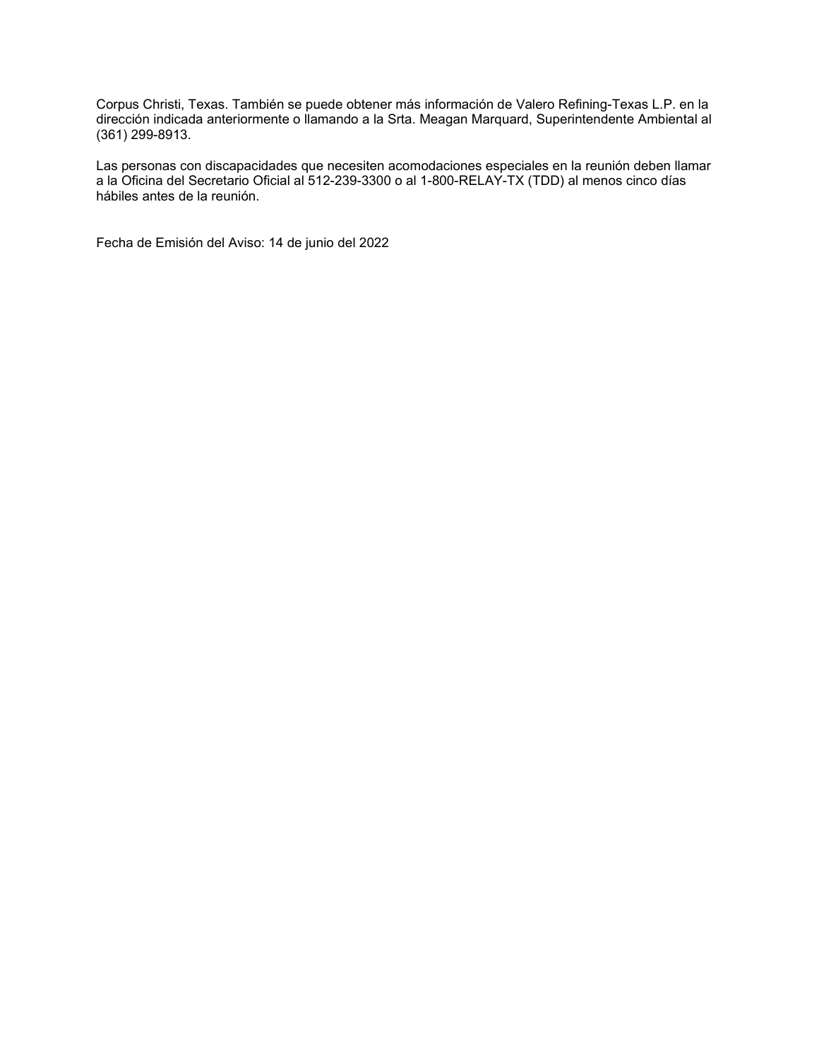Corpus Christi, Texas. También se puede obtener más información de Valero Refining-Texas L.P. en la dirección indicada anteriormente o llamando a la Srta. Meagan Marquard, Superintendente Ambiental al (361) 299-8913.

Las personas con discapacidades que necesiten acomodaciones especiales en la reunión deben llamar a la Oficina del Secretario Oficial al 512-239-3300 o al 1-800-RELAY-TX (TDD) al menos cinco días hábiles antes de la reunión.

Fecha de Emisión del Aviso: 14 de junio del 2022